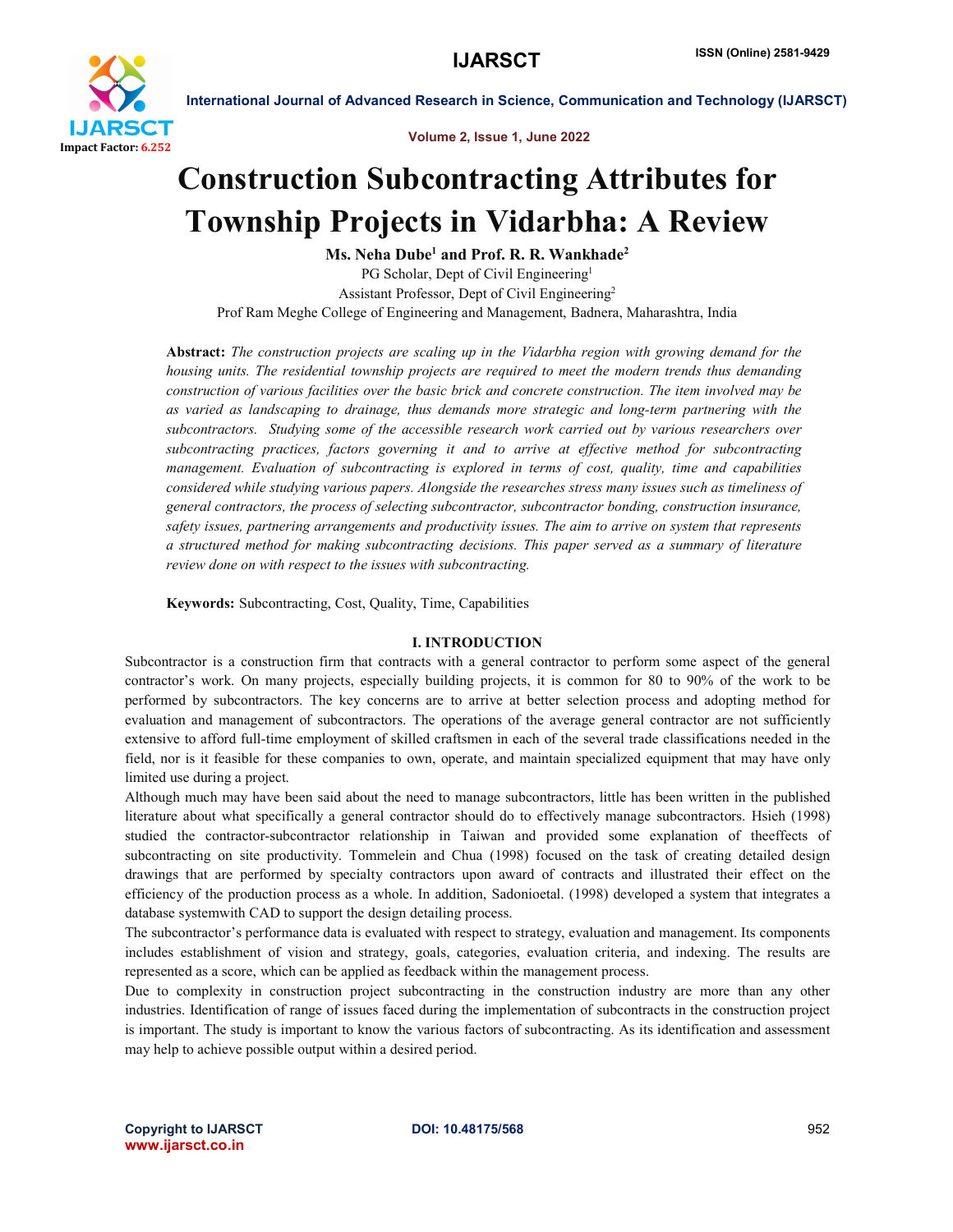# Construction Subcontracting Attributes for Township Projects in Vidarbha: A Review

**Ms. Neha Dube[1] and Prof. R. R. Wankhade[2]**

PG Scholar, Dept of Civil Engineering[1]

Assistant Professor, Dept of Civil Engineering[2]

Prof Ram Meghe College of Engineering and Management, Badnera, Maharashtra, India

**Abstract:** *The construction projects are scaling up in the Vidarbha region with growing demand for the housing units. The residential township projects are required to meet the modern trends thus demanding construction of various facilities over the basic brick and concrete construction. The item involved may be as varied as landscaping to drainage, thus demands more strategic and long-term partnering with the subcontractors. Studying some of the accessible research work carried out by various researchers over subcontracting practices, factors governing it and to arrive at effective method for subcontracting management. Evaluation of subcontracting is explored in terms of cost, quality, time and capabilities considered while studying various papers. Alongside the researches stress many issues such as timeliness of general contractors, the process of selecting subcontractor, subcontractor bonding, construction insurance, safety issues, partnering arrangements and productivity issues. The aim to arrive on system that represents a structured method for making subcontracting decisions. This paper served as a summary of literature review done on with respect to the issues with subcontracting.*

**Keywords:** Subcontracting, Cost, Quality, Time, Capabilities

## I. INTRODUCTION

Subcontractor is a construction firm that contracts with a general contractor to perform some aspect of the general contractor's work. On many projects, especially building projects, it is common for 80 to 90% of the work to be performed by subcontractors. The key concerns are to arrive at better selection process and adopting method for evaluation and management of subcontractors. The operations of the average general contractor are not sufficiently extensive to afford full-time employment of skilled craftsmen in each of the several trade classifications needed in the field, nor is it feasible for these companies to own, operate, and maintain specialized equipment that may have only limited use during a project.

Although much may have been said about the need to manage subcontractors, little has been written in the published literature about what specifically a general contractor should do to effectively manage subcontractors. Hsieh (1998) studied the contractor-subcontractor relationship in Taiwan and provided some explanation of theeffects of subcontracting on site productivity. Tommelein and Chua (1998) focused on the task of creating detailed design drawings that are performed by specialty contractors upon award of contracts and illustrated their effect on the efficiency of the production process as a whole. In addition, Sadonioetal. (1998) developed a system that integrates a database systemwith CAD to support the design detailing process.

The subcontractor's performance data is evaluated with respect to strategy, evaluation and management. Its components includes establishment of vision and strategy, goals, categories, evaluation criteria, and indexing. The results are represented as a score, which can be applied as feedback within the management process.

Due to complexity in construction project subcontracting in the construction industry are more than any other industries. Identification of range of issues faced during the implementation of subcontracts in the construction project is important. The study is important to know the various factors of subcontracting. As its identification and assessment may help to achieve possible output within a desired period.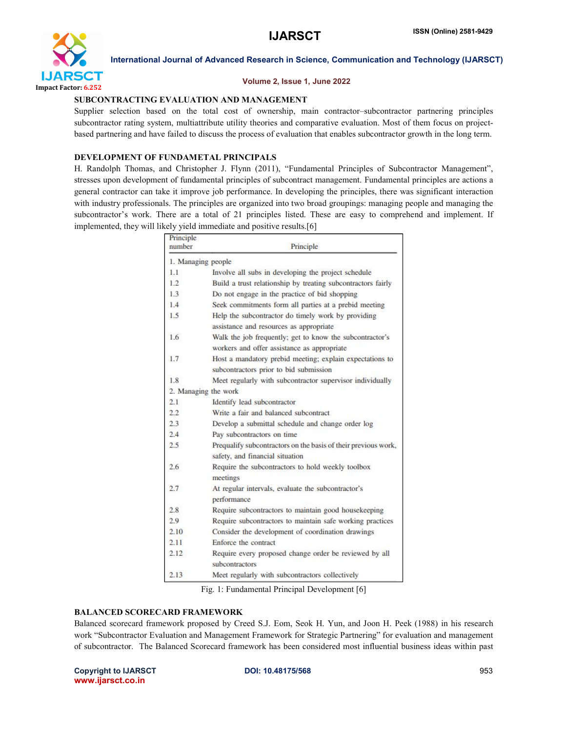## SUBCONTRACTING EVALUATION AND MANAGEMENT

Supplier selection based on the total cost of ownership, main contractor–subcontractor partnering principles subcontractor rating system, multiattribute utility theories and comparative evaluation. Most of them focus on project-based partnering and have failed to discuss the process of evaluation that enables subcontractor growth in the long term.

## DEVELOPMENT OF FUNDAMETAL PRINCIPALS

H. Randolph Thomas, and Christopher J. Flynn (2011), "Fundamental Principles of Subcontractor Management", stresses upon development of fundamental principles of subcontract management. Fundamental principles are actions a general contractor can take it improve job performance. In developing the principles, there was significant interaction with industry professionals. The principles are organized into two broad groupings: managing people and managing the subcontractor's work. There are a total of 21 principles listed. These are easy to comprehend and implement. If implemented, they will likely yield immediate and positive results.[6]

| Principle number | Principle |
|---|---|
| 1. Managing people | |
| 1.1 | Involve all subs in developing the project schedule |
| 1.2 | Build a trust relationship by treating subcontractors fairly |
| 1.3 | Do not engage in the practice of bid shopping |
| 1.4 | Seek commitments form all parties at a prebid meeting |
| 1.5 | Help the subcontractor do timely work by providing assistance and resources as appropriate |
| 1.6 | Walk the job frequently; get to know the subcontractor's workers and offer assistance as appropriate |
| 1.7 | Host a mandatory prebid meeting; explain expectations to subcontractors prior to bid submission |
| 1.8 | Meet regularly with subcontractor supervisor individually |
| 2. Managing the work | |
| 2.1 | Identify lead subcontractor |
| 2.2 | Write a fair and balanced subcontract |
| 2.3 | Develop a submittal schedule and change order log |
| 2.4 | Pay subcontractors on time |
| 2.5 | Prequalify subcontractors on the basis of their previous work, safety, and financial situation |
| 2.6 | Require the subcontractors to hold weekly toolbox meetings |
| 2.7 | At regular intervals, evaluate the subcontractor's performance |
| 2.8 | Require subcontractors to maintain good housekeeping |
| 2.9 | Require subcontractors to maintain safe working practices |
| 2.10 | Consider the development of coordination drawings |
| 2.11 | Enforce the contract |
| 2.12 | Require every proposed change order be reviewed by all subcontractors |
| 2.13 | Meet regularly with subcontractors collectively |

Fig. 1: Fundamental Principal Development [6]

## BALANCED SCORECARD FRAMEWORK

Balanced scorecard framework proposed by Creed S.J. Eom, Seok H. Yun, and Joon H. Peek (1988) in his research work "Subcontractor Evaluation and Management Framework for Strategic Partnering" for evaluation and management of subcontractor. The Balanced Scorecard framework has been considered most influential business ideas within past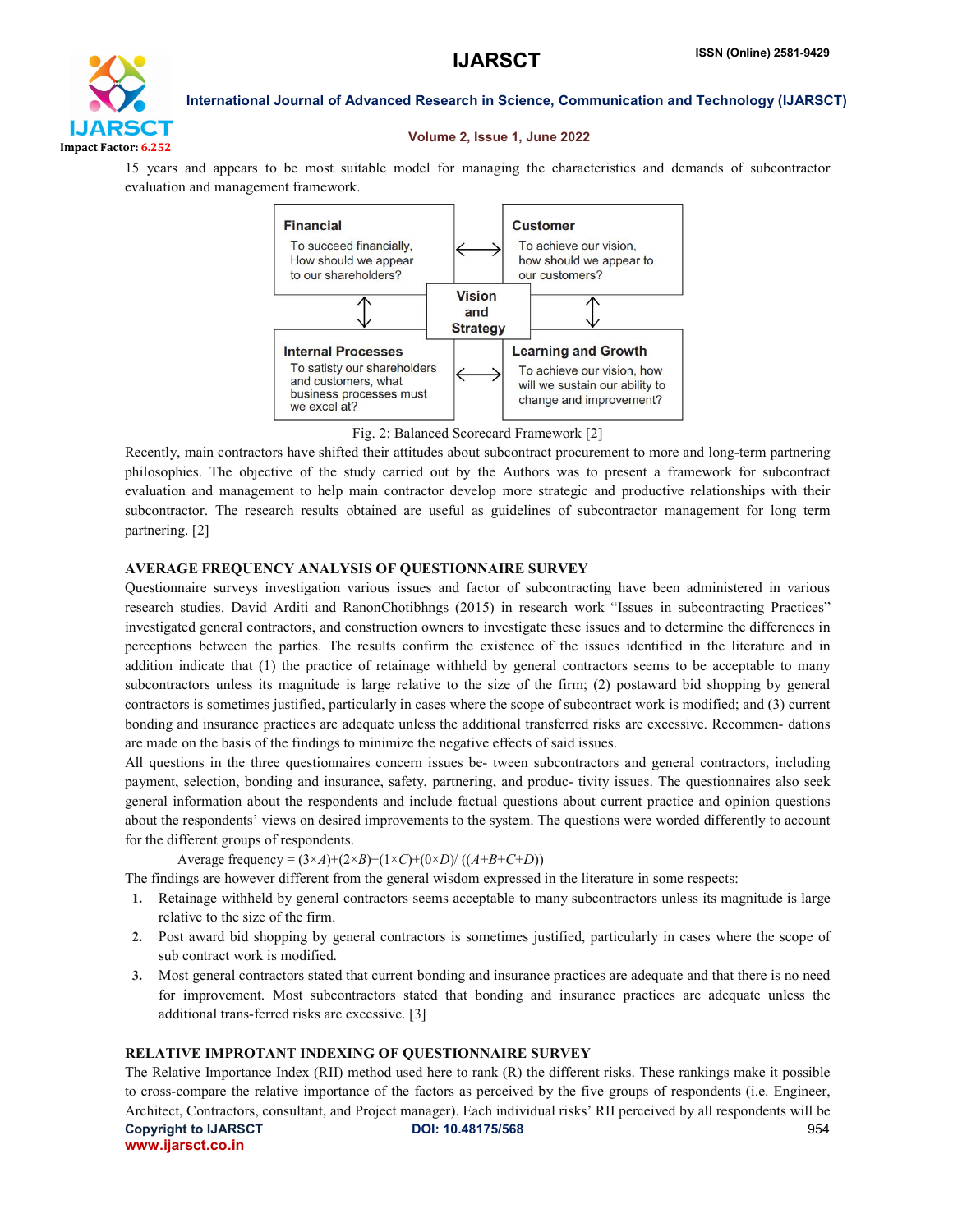15 years and appears to be most suitable model for managing the characteristics and demands of subcontractor evaluation and management framework.

| Financial<br>To succeed financially, How should we appear to our shareholders? | ↔ | Customer<br>To achieve our vision, how should we appear to our customers? |
|---|---|---|
| ↕ | Vision and Strategy | ↕ |
| Internal Processes<br>To satisty our shareholders and customers, what business processes must we excel at? | ↔ | Learning and Growth<br>To achieve our vision, how will we sustain our ability to change and improvement? |

Fig. 2: Balanced Scorecard Framework [2]

Recently, main contractors have shifted their attitudes about subcontract procurement to more and long-term partnering philosophies. The objective of the study carried out by the Authors was to present a framework for subcontract evaluation and management to help main contractor develop more strategic and productive relationships with their subcontractor. The research results obtained are useful as guidelines of subcontractor management for long term partnering. [2]

## AVERAGE FREQUENCY ANALYSIS OF QUESTIONNAIRE SURVEY

Questionnaire surveys investigation various issues and factor of subcontracting have been administered in various research studies. David Arditi and RanonChotibhngs (2015) in research work "Issues in subcontracting Practices" investigated general contractors, and construction owners to investigate these issues and to determine the differences in perceptions between the parties. The results confirm the existence of the issues identified in the literature and in addition indicate that (1) the practice of retainage withheld by general contractors seems to be acceptable to many subcontractors unless its magnitude is large relative to the size of the firm; (2) postaward bid shopping by general contractors is sometimes justified, particularly in cases where the scope of subcontract work is modified; and (3) current bonding and insurance practices are adequate unless the additional transferred risks are excessive. Recommen- dations are made on the basis of the findings to minimize the negative effects of said issues.

All questions in the three questionnaires concern issues be- tween subcontractors and general contractors, including payment, selection, bonding and insurance, safety, partnering, and produc- tivity issues. The questionnaires also seek general information about the respondents and include factual questions about current practice and opinion questions about the respondents' views on desired improvements to the system. The questions were worded differently to account for the different groups of respondents.

$$\text{Average frequency} = (3\times A)+(2\times B)+(1\times C)+(0\times D)/ ((A+B+C+D))$$

The findings are however different from the general wisdom expressed in the literature in some respects:

1. Retainage withheld by general contractors seems acceptable to many subcontractors unless its magnitude is large relative to the size of the firm.
2. Post award bid shopping by general contractors is sometimes justified, particularly in cases where the scope of sub contract work is modified.
3. Most general contractors stated that current bonding and insurance practices are adequate and that there is no need for improvement. Most subcontractors stated that bonding and insurance practices are adequate unless the additional trans-ferred risks are excessive. [3]

## RELATIVE IMPROTANT INDEXING OF QUESTIONNAIRE SURVEY

The Relative Importance Index (RII) method used here to rank (R) the different risks. These rankings make it possible to cross-compare the relative importance of the factors as perceived by the five groups of respondents (i.e. Engineer, Architect, Contractors, consultant, and Project manager). Each individual risks' RII perceived by all respondents will be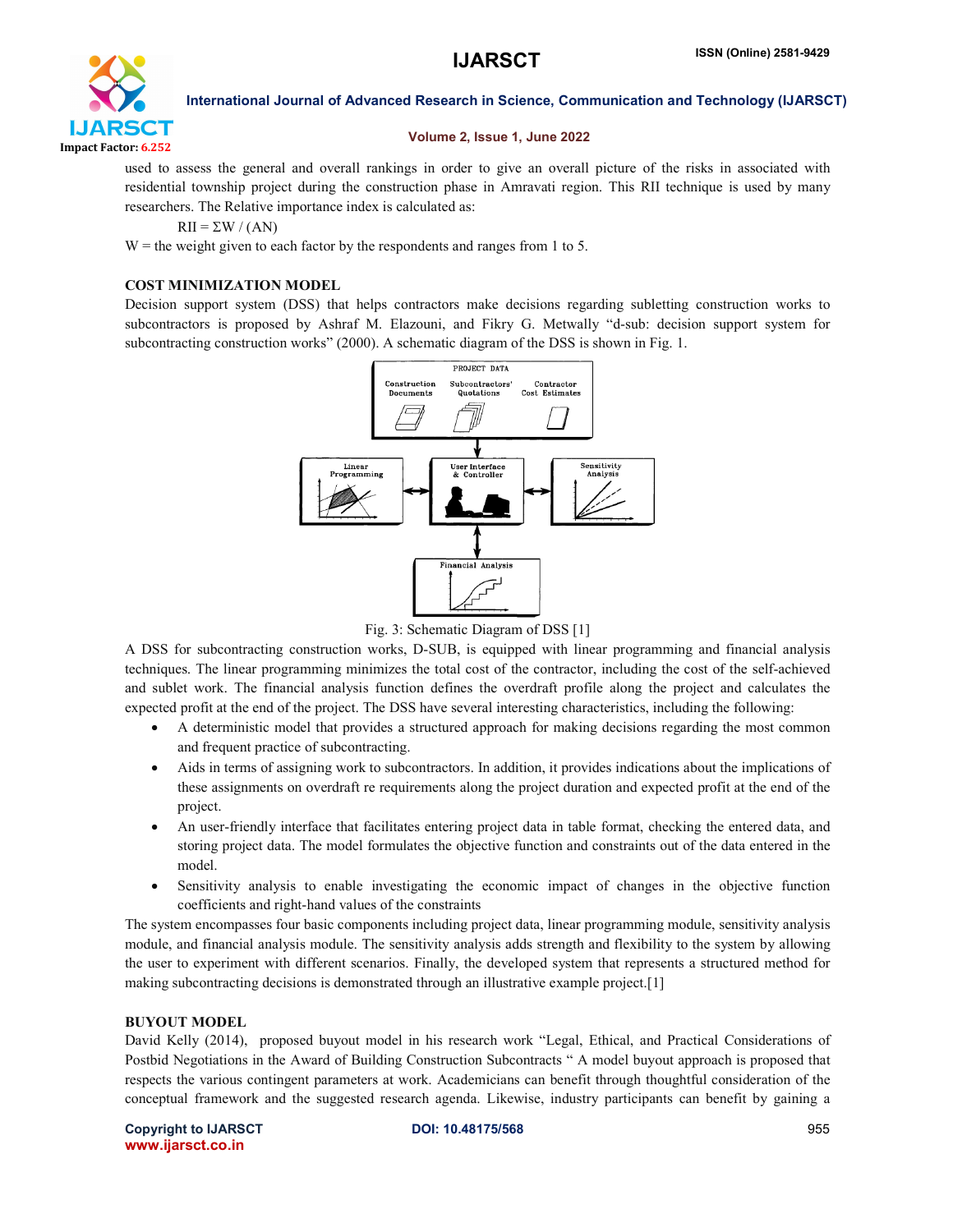used to assess the general and overall rankings in order to give an overall picture of the risks in associated with residential township project during the construction phase in Amravati region. This RII technique is used by many researchers. The Relative importance index is calculated as:

$$RII = \Sigma W / (AN)$$

W = the weight given to each factor by the respondents and ranges from 1 to 5.

### COST MINIMIZATION MODEL

Decision support system (DSS) that helps contractors make decisions regarding subletting construction works to subcontractors is proposed by Ashraf M. Elazouni, and Fikry G. Metwally "d-sub: decision support system for subcontracting construction works" (2000). A schematic diagram of the DSS is shown in Fig. 1.

Fig. 3: Schematic Diagram of DSS [1]

A DSS for subcontracting construction works, D-SUB, is equipped with linear programming and financial analysis techniques. The linear programming minimizes the total cost of the contractor, including the cost of the self-achieved and sublet work. The financial analysis function defines the overdraft profile along the project and calculates the expected profit at the end of the project. The DSS have several interesting characteristics, including the following:

- A deterministic model that provides a structured approach for making decisions regarding the most common and frequent practice of subcontracting.
- Aids in terms of assigning work to subcontractors. In addition, it provides indications about the implications of these assignments on overdraft re requirements along the project duration and expected profit at the end of the project.
- An user-friendly interface that facilitates entering project data in table format, checking the entered data, and storing project data. The model formulates the objective function and constraints out of the data entered in the model.
- Sensitivity analysis to enable investigating the economic impact of changes in the objective function coefficients and right-hand values of the constraints

The system encompasses four basic components including project data, linear programming module, sensitivity analysis module, and financial analysis module. The sensitivity analysis adds strength and flexibility to the system by allowing the user to experiment with different scenarios. Finally, the developed system that represents a structured method for making subcontracting decisions is demonstrated through an illustrative example project.[1]

### BUYOUT MODEL

David Kelly (2014), proposed buyout model in his research work "Legal, Ethical, and Practical Considerations of Postbid Negotiations in the Award of Building Construction Subcontracts " A model buyout approach is proposed that respects the various contingent parameters at work. Academicians can benefit through thoughtful consideration of the conceptual framework and the suggested research agenda. Likewise, industry participants can benefit by gaining a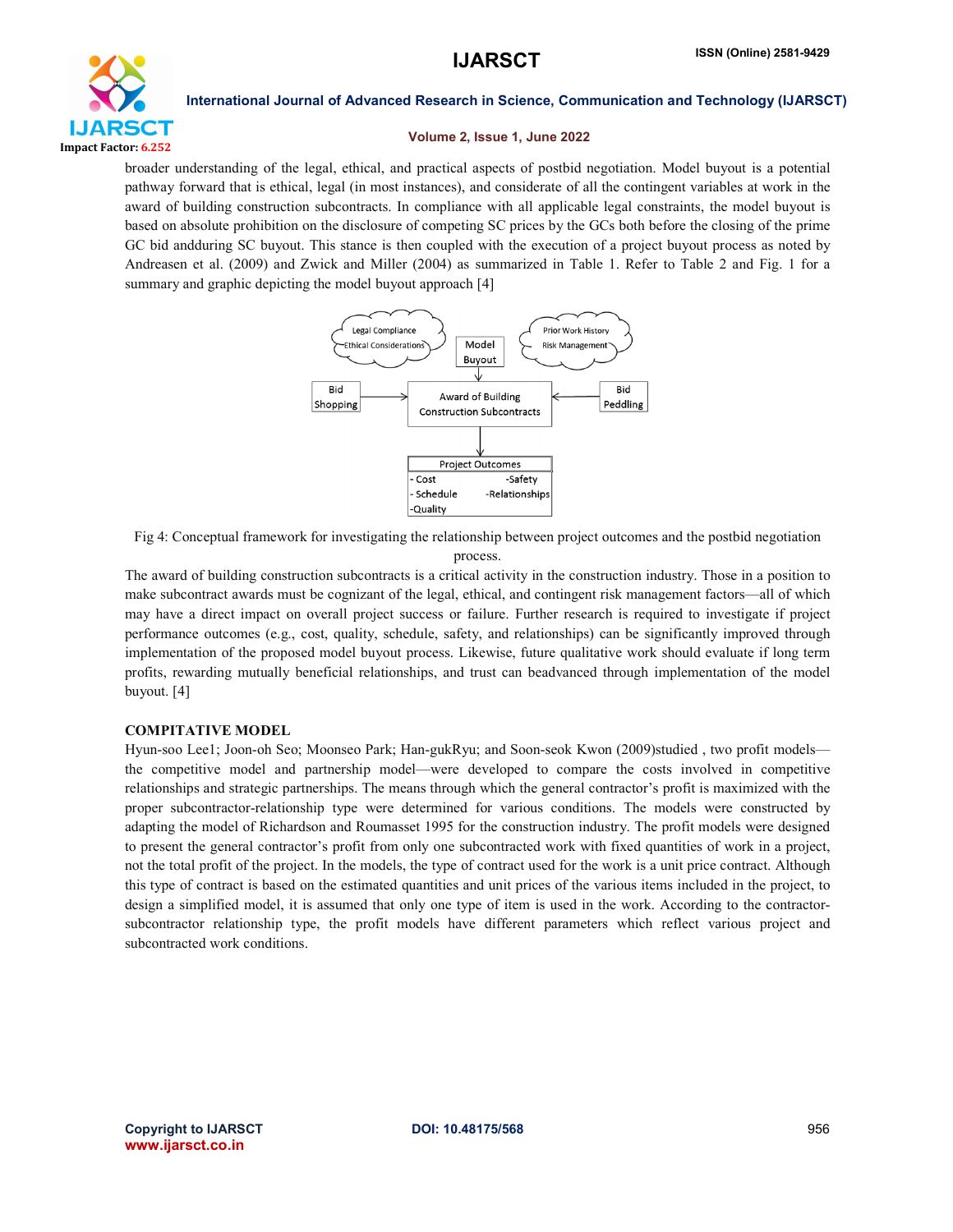broader understanding of the legal, ethical, and practical aspects of postbid negotiation. Model buyout is a potential pathway forward that is ethical, legal (in most instances), and considerate of all the contingent variables at work in the award of building construction subcontracts. In compliance with all applicable legal constraints, the model buyout is based on absolute prohibition on the disclosure of competing SC prices by the GCs both before the closing of the prime GC bid andduring SC buyout. This stance is then coupled with the execution of a project buyout process as noted by Andreasen et al. (2009) and Zwick and Miller (2004) as summarized in Table 1. Refer to Table 2 and Fig. 1 for a summary and graphic depicting the model buyout approach [4]

Legal Compliance
Ethical Considerations

Model Buyout

Prior Work History
Risk Management

Bid Shopping

Award of Building Construction Subcontracts

Bid Peddling

Project Outcomes
- Cost -Safety
- Schedule -Relationships
-Quality

Fig 4: Conceptual framework for investigating the relationship between project outcomes and the postbid negotiation process.

The award of building construction subcontracts is a critical activity in the construction industry. Those in a position to make subcontract awards must be cognizant of the legal, ethical, and contingent risk management factors—all of which may have a direct impact on overall project success or failure. Further research is required to investigate if project performance outcomes (e.g., cost, quality, schedule, safety, and relationships) can be significantly improved through implementation of the proposed model buyout process. Likewise, future qualitative work should evaluate if long term profits, rewarding mutually beneficial relationships, and trust can beadvanced through implementation of the model buyout. [4]

## COMPITATIVE MODEL

Hyun-soo Lee1; Joon-oh Seo; Moonseo Park; Han-gukRyu; and Soon-seok Kwon (2009)studied , two profit models—the competitive model and partnership model—were developed to compare the costs involved in competitive relationships and strategic partnerships. The means through which the general contractor's profit is maximized with the proper subcontractor-relationship type were determined for various conditions. The models were constructed by adapting the model of Richardson and Roumasset 1995 for the construction industry. The profit models were designed to present the general contractor's profit from only one subcontracted work with fixed quantities of work in a project, not the total profit of the project. In the models, the type of contract used for the work is a unit price contract. Although this type of contract is based on the estimated quantities and unit prices of the various items included in the project, to design a simplified model, it is assumed that only one type of item is used in the work. According to the contractor-subcontractor relationship type, the profit models have different parameters which reflect various project and subcontracted work conditions.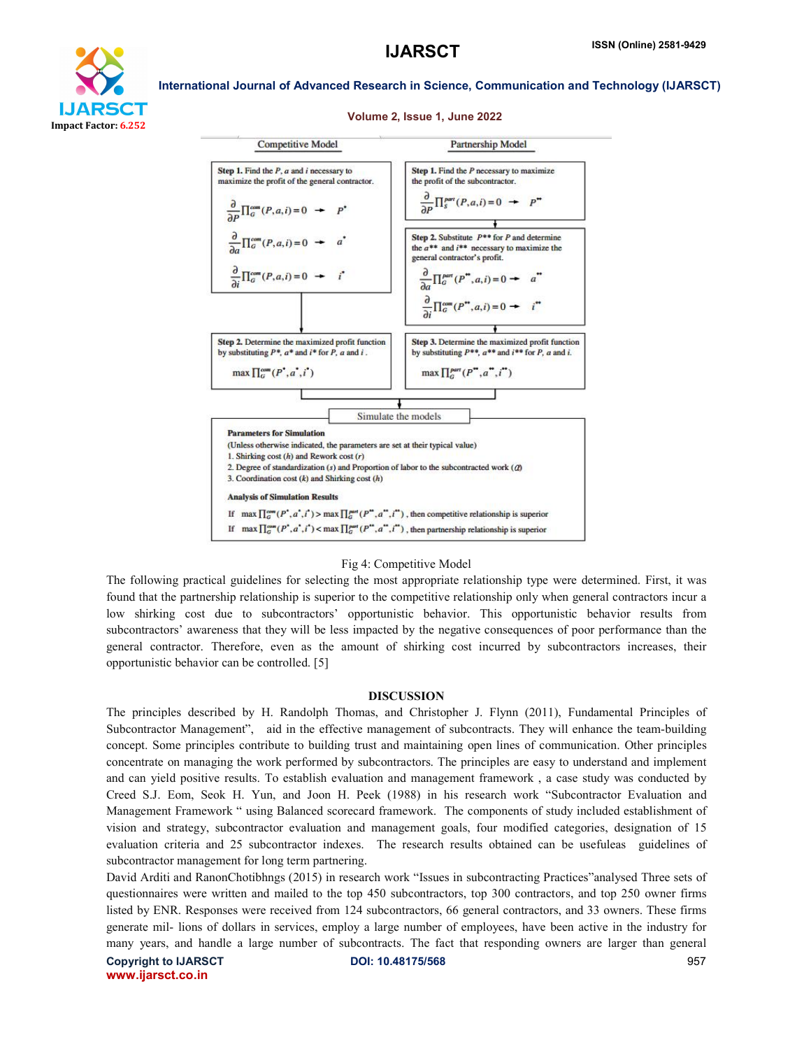| Competitive Model | Partnership Model |
|---|---|
| **Step 1.** Find the $P$, $a$ and $i$ necessary to maximize the profit of the general contractor. $\frac{\partial}{\partial P}\prod_G^{com}(P,a,i)=0 \rightarrow P^*$ ; $\frac{\partial}{\partial a}\prod_G^{com}(P,a,i)=0 \rightarrow a^*$ ; $\frac{\partial}{\partial i}\prod_G^{com}(P,a,i)=0 \rightarrow i^*$ | **Step 1.** Find the $P$ necessary to maximize the profit of the subcontractor. $\frac{\partial}{\partial P}\prod_S^{part}(P,a,i)=0 \rightarrow P^{**}$ |
| | **Step 2.** Substitute $P^{**}$ for $P$ and determine the $a^{**}$ and $i^{**}$ necessary to maximize the general contractor's profit. $\frac{\partial}{\partial a}\prod_G^{part}(P^{**},a,i)=0 \rightarrow a^{**}$ ; $\frac{\partial}{\partial i}\prod_G^{com}(P^{**},a,i)=0 \rightarrow i^{**}$ |
| **Step 2.** Determine the maximized profit function by substituting $P^*$, $a^*$ and $i^*$ for $P$, $a$ and $i$. $\max\prod_G^{com}(P^*,a^*,i^*)$ | **Step 3.** Determine the maximized profit function by substituting $P^{**}$, $a^{**}$ and $i^{**}$ for $P$, $a$ and $i$. $\max\prod_G^{part}(P^{**},a^{**},i^{**})$ |

**Simulate the models**

**Parameters for Simulation**
(Unless otherwise indicated, the parameters are set at their typical value)
1. Shirking cost ($h$) and Rework cost ($r$)
2. Degree of standardization ($s$) and Proportion of labor to the subcontracted work ($\Omega$)
3. Coordination cost ($k$) and Shirking cost ($h$)

**Analysis of Simulation Results**
If $\max\prod_G^{com}(P^*,a^*,i^*) > \max\prod_G^{part}(P^{**},a^{**},i^{**})$, then competitive relationship is superior
If $\max\prod_G^{com}(P^*,a^*,i^*) < \max\prod_G^{part}(P^{**},a^{**},i^{**})$, then partnership relationship is superior

Fig 4: Competitive Model

The following practical guidelines for selecting the most appropriate relationship type were determined. First, it was found that the partnership relationship is superior to the competitive relationship only when general contractors incur a low shirking cost due to subcontractors' opportunistic behavior. This opportunistic behavior results from subcontractors' awareness that they will be less impacted by the negative consequences of poor performance than the general contractor. Therefore, even as the amount of shirking cost incurred by subcontractors increases, their opportunistic behavior can be controlled. [5]

## DISCUSSION

The principles described by H. Randolph Thomas, and Christopher J. Flynn (2011), Fundamental Principles of Subcontractor Management", aid in the effective management of subcontracts. They will enhance the team-building concept. Some principles contribute to building trust and maintaining open lines of communication. Other principles concentrate on managing the work performed by subcontractors. The principles are easy to understand and implement and can yield positive results. To establish evaluation and management framework , a case study was conducted by Creed S.J. Eom, Seok H. Yun, and Joon H. Peek (1988) in his research work "Subcontractor Evaluation and Management Framework " using Balanced scorecard framework. The components of study included establishment of vision and strategy, subcontractor evaluation and management goals, four modified categories, designation of 15 evaluation criteria and 25 subcontractor indexes. The research results obtained can be usefuleas guidelines of subcontractor management for long term partnering.

David Arditi and RanonChotibhngs (2015) in research work "Issues in subcontracting Practices"analysed Three sets of questionnaires were written and mailed to the top 450 subcontractors, top 300 contractors, and top 250 owner firms listed by ENR. Responses were received from 124 subcontractors, 66 general contractors, and 33 owners. These firms generate mil- lions of dollars in services, employ a large number of employees, have been active in the industry for many years, and handle a large number of subcontracts. The fact that responding owners are larger than general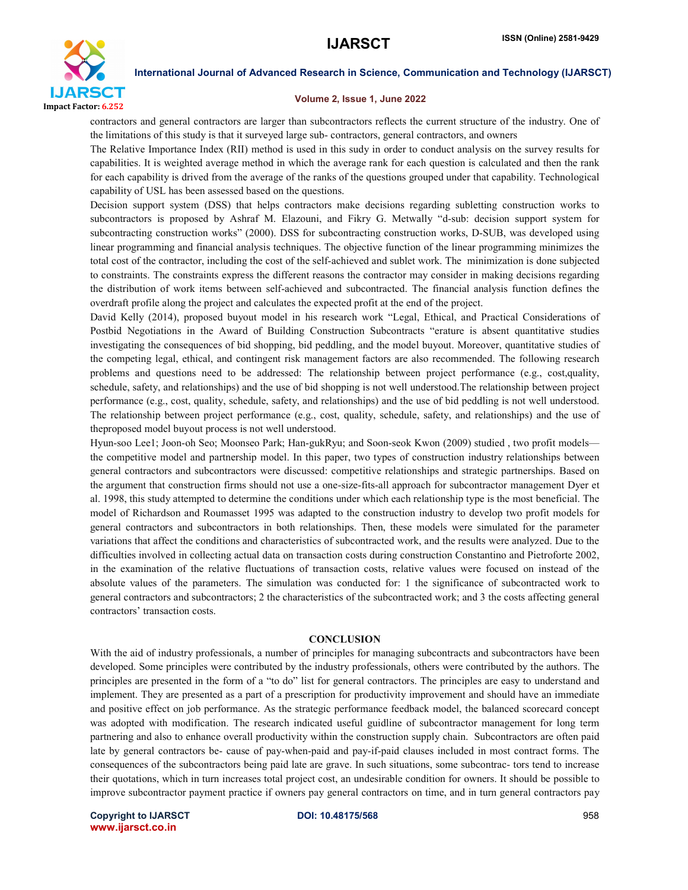contractors and general contractors are larger than subcontractors reflects the current structure of the industry. One of the limitations of this study is that it surveyed large sub- contractors, general contractors, and owners

The Relative Importance Index (RII) method is used in this sudy in order to conduct analysis on the survey results for capabilities. It is weighted average method in which the average rank for each question is calculated and then the rank for each capability is drived from the average of the ranks of the questions grouped under that capability. Technological capability of USL has been assessed based on the questions.

Decision support system (DSS) that helps contractors make decisions regarding subletting construction works to subcontractors is proposed by Ashraf M. Elazouni, and Fikry G. Metwally "d-sub: decision support system for subcontracting construction works" (2000). DSS for subcontracting construction works, D-SUB, was developed using linear programming and financial analysis techniques. The objective function of the linear programming minimizes the total cost of the contractor, including the cost of the self-achieved and sublet work. The minimization is done subjected to constraints. The constraints express the different reasons the contractor may consider in making decisions regarding the distribution of work items between self-achieved and subcontracted. The financial analysis function defines the overdraft profile along the project and calculates the expected profit at the end of the project.

David Kelly (2014), proposed buyout model in his research work "Legal, Ethical, and Practical Considerations of Postbid Negotiations in the Award of Building Construction Subcontracts "erature is absent quantitative studies investigating the consequences of bid shopping, bid peddling, and the model buyout. Moreover, quantitative studies of the competing legal, ethical, and contingent risk management factors are also recommended. The following research problems and questions need to be addressed: The relationship between project performance (e.g., cost,quality, schedule, safety, and relationships) and the use of bid shopping is not well understood.The relationship between project performance (e.g., cost, quality, schedule, safety, and relationships) and the use of bid peddling is not well understood. The relationship between project performance (e.g., cost, quality, schedule, safety, and relationships) and the use of theproposed model buyout process is not well understood.

Hyun-soo Lee1; Joon-oh Seo; Moonseo Park; Han-gukRyu; and Soon-seok Kwon (2009) studied , two profit models—the competitive model and partnership model. In this paper, two types of construction industry relationships between general contractors and subcontractors were discussed: competitive relationships and strategic partnerships. Based on the argument that construction firms should not use a one-size-fits-all approach for subcontractor management Dyer et al. 1998, this study attempted to determine the conditions under which each relationship type is the most beneficial. The model of Richardson and Roumasset 1995 was adapted to the construction industry to develop two profit models for general contractors and subcontractors in both relationships. Then, these models were simulated for the parameter variations that affect the conditions and characteristics of subcontracted work, and the results were analyzed. Due to the difficulties involved in collecting actual data on transaction costs during construction Constantino and Pietroforte 2002, in the examination of the relative fluctuations of transaction costs, relative values were focused on instead of the absolute values of the parameters. The simulation was conducted for: 1 the significance of subcontracted work to general contractors and subcontractors; 2 the characteristics of the subcontracted work; and 3 the costs affecting general contractors' transaction costs.

## CONCLUSION

With the aid of industry professionals, a number of principles for managing subcontracts and subcontractors have been developed. Some principles were contributed by the industry professionals, others were contributed by the authors. The principles are presented in the form of a "to do" list for general contractors. The principles are easy to understand and implement. They are presented as a part of a prescription for productivity improvement and should have an immediate and positive effect on job performance. As the strategic performance feedback model, the balanced scorecard concept was adopted with modification. The research indicated useful guidline of subcontractor management for long term partnering and also to enhance overall productivity within the construction supply chain. Subcontractors are often paid late by general contractors be- cause of pay-when-paid and pay-if-paid clauses included in most contract forms. The consequences of the subcontractors being paid late are grave. In such situations, some subcontrac- tors tend to increase their quotations, which in turn increases total project cost, an undesirable condition for owners. It should be possible to improve subcontractor payment practice if owners pay general contractors on time, and in turn general contractors pay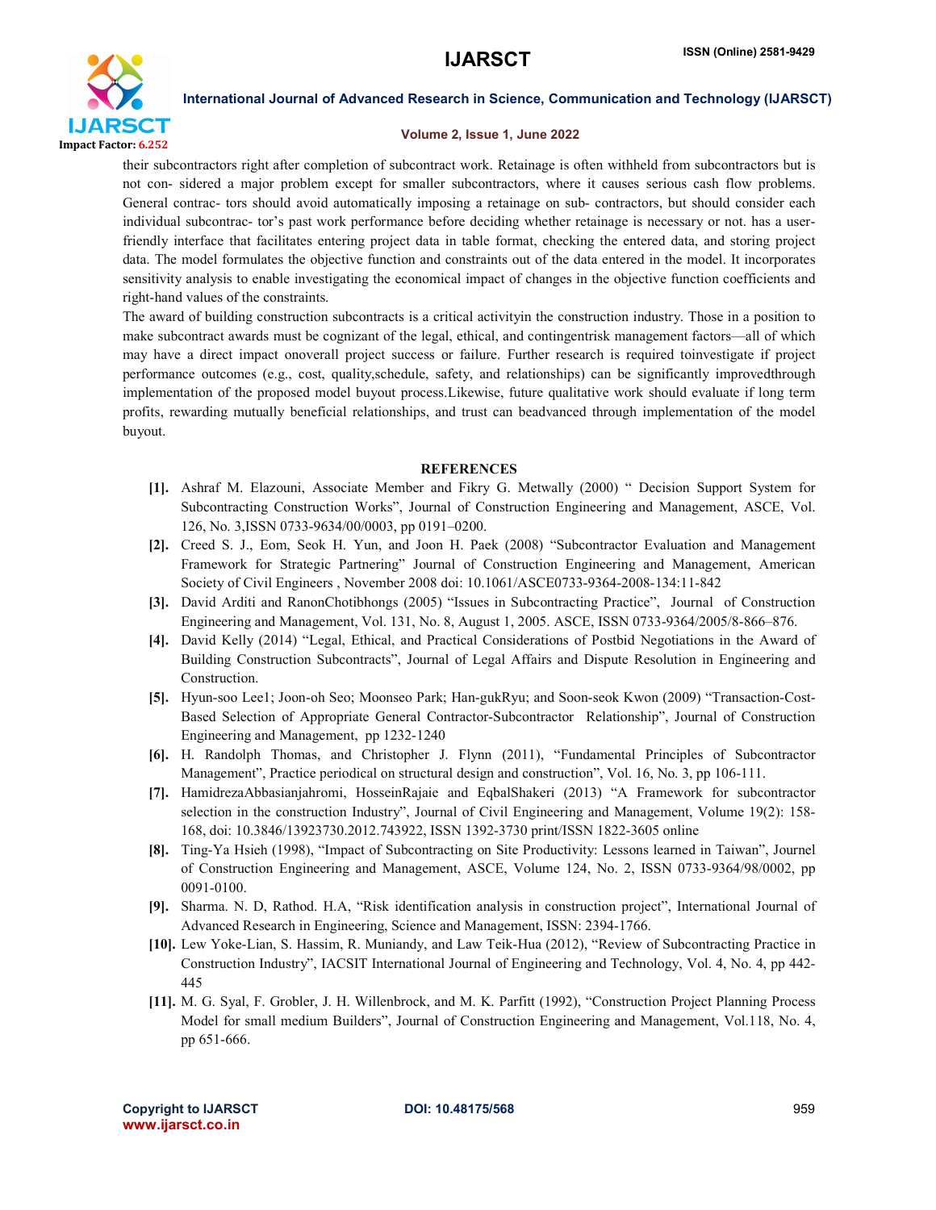their subcontractors right after completion of subcontract work. Retainage is often withheld from subcontractors but is not con- sidered a major problem except for smaller subcontractors, where it causes serious cash flow problems. General contrac- tors should avoid automatically imposing a retainage on sub- contractors, but should consider each individual subcontrac- tor's past work performance before deciding whether retainage is necessary or not. has a user-friendly interface that facilitates entering project data in table format, checking the entered data, and storing project data. The model formulates the objective function and constraints out of the data entered in the model. It incorporates sensitivity analysis to enable investigating the economical impact of changes in the objective function coefficients and right-hand values of the constraints.

The award of building construction subcontracts is a critical activityin the construction industry. Those in a position to make subcontract awards must be cognizant of the legal, ethical, and contingentrisk management factors—all of which may have a direct impact onoverall project success or failure. Further research is required toinvestigate if project performance outcomes (e.g., cost, quality,schedule, safety, and relationships) can be significantly improvedthrough implementation of the proposed model buyout process.Likewise, future qualitative work should evaluate if long term profits, rewarding mutually beneficial relationships, and trust can beadvanced through implementation of the model buyout.

## REFERENCES

- [1]. Ashraf M. Elazouni, Associate Member and Fikry G. Metwally (2000) " Decision Support System for Subcontracting Construction Works", Journal of Construction Engineering and Management, ASCE, Vol. 126, No. 3,ISSN 0733-9634/00/0003, pp 0191–0200.
- [2]. Creed S. J., Eom, Seok H. Yun, and Joon H. Paek (2008) "Subcontractor Evaluation and Management Framework for Strategic Partnering" Journal of Construction Engineering and Management, American Society of Civil Engineers , November 2008 doi: 10.1061/ASCE0733-9364-2008-134:11-842
- [3]. David Arditi and RanonChotibhongs (2005) "Issues in Subcontracting Practice", Journal of Construction Engineering and Management, Vol. 131, No. 8, August 1, 2005. ASCE, ISSN 0733-9364/2005/8-866–876.
- [4]. David Kelly (2014) "Legal, Ethical, and Practical Considerations of Postbid Negotiations in the Award of Building Construction Subcontracts", Journal of Legal Affairs and Dispute Resolution in Engineering and Construction.
- [5]. Hyun-soo Lee1; Joon-oh Seo; Moonseo Park; Han-gukRyu; and Soon-seok Kwon (2009) "Transaction-Cost-Based Selection of Appropriate General Contractor-Subcontractor Relationship", Journal of Construction Engineering and Management, pp 1232-1240
- [6]. H. Randolph Thomas, and Christopher J. Flynn (2011), "Fundamental Principles of Subcontractor Management", Practice periodical on structural design and construction", Vol. 16, No. 3, pp 106-111.
- [7]. HamidrezaAbbasianjahromi, HosseinRajaie and EqbalShakeri (2013) "A Framework for subcontractor selection in the construction Industry", Journal of Civil Engineering and Management, Volume 19(2): 158-168, doi: 10.3846/13923730.2012.743922, ISSN 1392-3730 print/ISSN 1822-3605 online
- [8]. Ting-Ya Hsieh (1998), "Impact of Subcontracting on Site Productivity: Lessons learned in Taiwan", Journel of Construction Engineering and Management, ASCE, Volume 124, No. 2, ISSN 0733-9364/98/0002, pp 0091-0100.
- [9]. Sharma. N. D, Rathod. H.A, "Risk identification analysis in construction project", International Journal of Advanced Research in Engineering, Science and Management, ISSN: 2394-1766.
- [10]. Lew Yoke-Lian, S. Hassim, R. Muniandy, and Law Teik-Hua (2012), "Review of Subcontracting Practice in Construction Industry", IACSIT International Journal of Engineering and Technology, Vol. 4, No. 4, pp 442-445
- [11]. M. G. Syal, F. Grobler, J. H. Willenbrock, and M. K. Parfitt (1992), "Construction Project Planning Process Model for small medium Builders", Journal of Construction Engineering and Management, Vol.118, No. 4, pp 651-666.